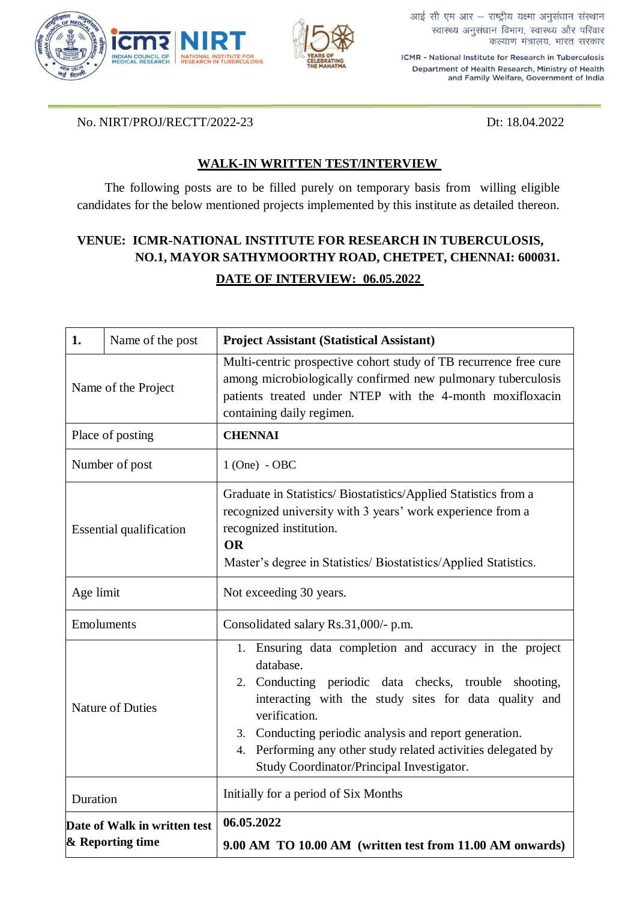आई सी एम आर – राष्ट्रीय यक्ष्मा अनुसंधान संस्थान
स्वास्थ्य अनुसंधान विभाग, स्वास्थ्य और परिवार कल्याण मंत्रालय, भारत सरकार

ICMR - National Institute for Research in Tuberculosis
Department of Health Research, Ministry of Health and Family Welfare, Government of India

No. NIRT/PROJ/RECTT/2022-23 Dt: 18.04.2022

## WALK-IN WRITTEN TEST/INTERVIEW

The following posts are to be filled purely on temporary basis from willing eligible candidates for the below mentioned projects implemented by this institute as detailed thereon.

**VENUE: ICMR-NATIONAL INSTITUTE FOR RESEARCH IN TUBERCULOSIS, NO.1, MAYOR SATHYMOORTHY ROAD, CHETPET, CHENNAI: 600031.**

**DATE OF INTERVIEW: 06.05.2022**

| **1.** Name of the post | **Project Assistant (Statistical Assistant)** |
|---|---|
| Name of the Project | Multi-centric prospective cohort study of TB recurrence free cure among microbiologically confirmed new pulmonary tuberculosis patients treated under NTEP with the 4-month moxifloxacin containing daily regimen. |
| Place of posting | **CHENNAI** |
| Number of post | 1 (One) - OBC |
| Essential qualification | Graduate in Statistics/ Biostatistics/Applied Statistics from a recognized university with 3 years' work experience from a recognized institution.<br>**OR**<br>Master's degree in Statistics/ Biostatistics/Applied Statistics. |
| Age limit | Not exceeding 30 years. |
| Emoluments | Consolidated salary Rs.31,000/- p.m. |
| Nature of Duties | 1. Ensuring data completion and accuracy in the project database.<br>2. Conducting periodic data checks, trouble shooting, interacting with the study sites for data quality and verification.<br>3. Conducting periodic analysis and report generation.<br>4. Performing any other study related activities delegated by Study Coordinator/Principal Investigator. |
| Duration | Initially for a period of Six Months |
| **Date of Walk in written test & Reporting time** | **06.05.2022**<br>**9.00 AM TO 10.00 AM (written test from 11.00 AM onwards)** |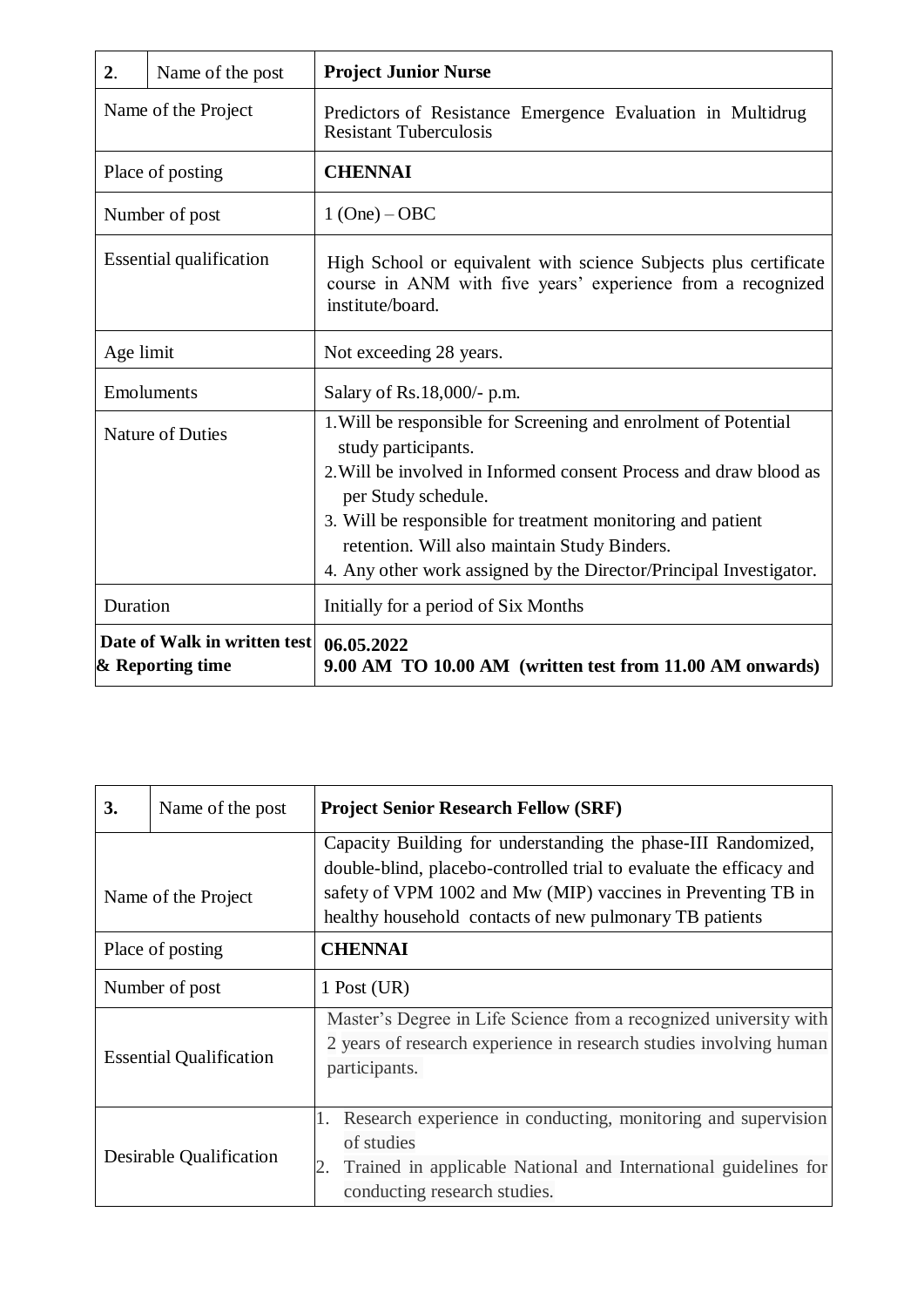| 2. | Name of the post | **Project Junior Nurse** |
|---|---|---|
| Name of the Project | | Predictors of Resistance Emergence Evaluation in Multidrug Resistant Tuberculosis |
| Place of posting | | **CHENNAI** |
| Number of post | | 1 (One) – OBC |
| Essential qualification | | High School or equivalent with science Subjects plus certificate course in ANM with five years' experience from a recognized institute/board. |
| Age limit | | Not exceeding 28 years. |
| Emoluments | | Salary of Rs.18,000/- p.m. |
| Nature of Duties | | 1. Will be responsible for Screening and enrolment of Potential study participants.<br>2. Will be involved in Informed consent Process and draw blood as per Study schedule.<br>3. Will be responsible for treatment monitoring and patient retention. Will also maintain Study Binders.<br>4. Any other work assigned by the Director/Principal Investigator. |
| Duration | | Initially for a period of Six Months |
| **Date of Walk in written test & Reporting time** | | **06.05.2022**<br>**9.00 AM TO 10.00 AM (written test from 11.00 AM onwards)** |

| 3. | Name of the post | **Project Senior Research Fellow (SRF)** |
|---|---|---|
| Name of the Project | | Capacity Building for understanding the phase-III Randomized, double-blind, placebo-controlled trial to evaluate the efficacy and safety of VPM 1002 and Mw (MIP) vaccines in Preventing TB in healthy household contacts of new pulmonary TB patients |
| Place of posting | | **CHENNAI** |
| Number of post | | 1 Post (UR) |
| Essential Qualification | | Master's Degree in Life Science from a recognized university with 2 years of research experience in research studies involving human participants. |
| Desirable Qualification | | 1. Research experience in conducting, monitoring and supervision of studies<br>2. Trained in applicable National and International guidelines for conducting research studies. |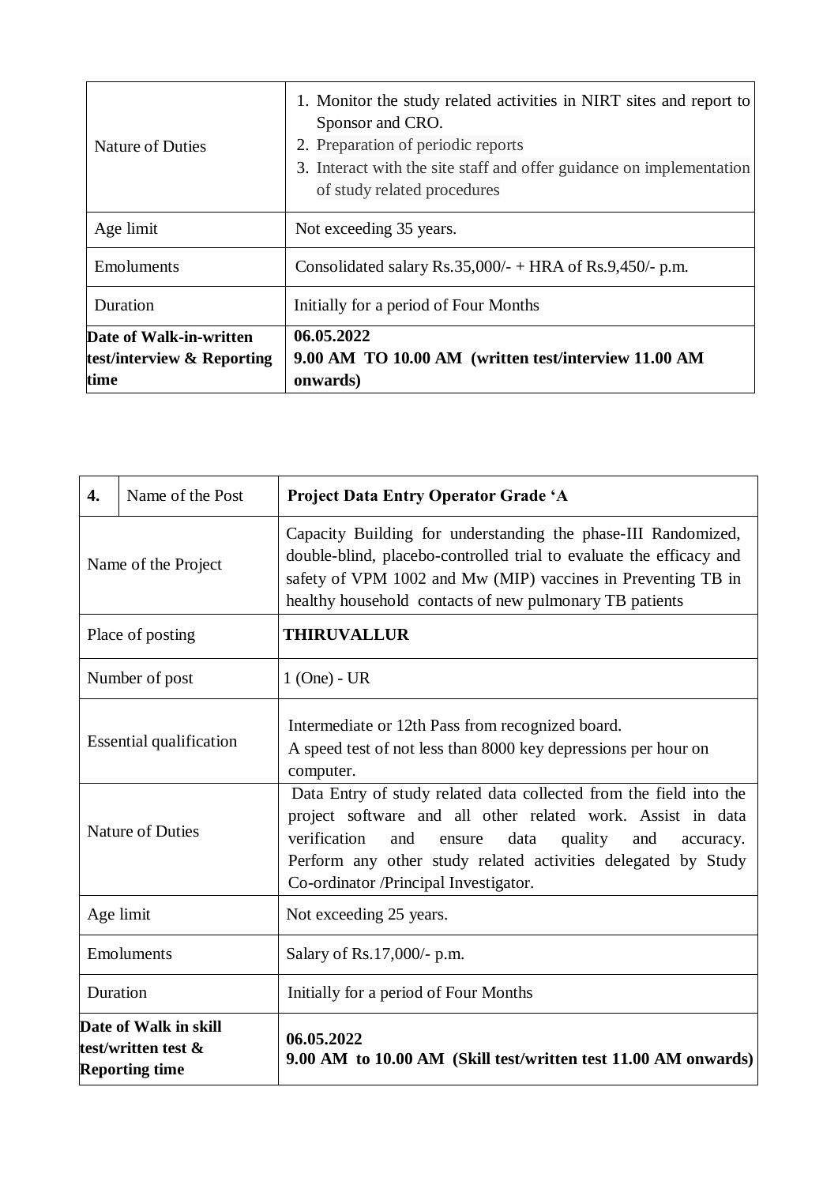| | |
|---|---|
| Nature of Duties | 1. Monitor the study related activities in NIRT sites and report to Sponsor and CRO.<br>2. Preparation of periodic reports<br>3. Interact with the site staff and offer guidance on implementation of study related procedures |
| Age limit | Not exceeding 35 years. |
| Emoluments | Consolidated salary Rs.35,000/- + HRA of Rs.9,450/- p.m. |
| Duration | Initially for a period of Four Months |
| **Date of Walk-in-written test/interview & Reporting time** | **06.05.2022**<br>**9.00 AM TO 10.00 AM (written test/interview 11.00 AM onwards)** |

| **4.** | Name of the Post | **Project Data Entry Operator Grade 'A** |
|---|---|---|
| Name of the Project | | Capacity Building for understanding the phase-III Randomized, double-blind, placebo-controlled trial to evaluate the efficacy and safety of VPM 1002 and Mw (MIP) vaccines in Preventing TB in healthy household contacts of new pulmonary TB patients |
| Place of posting | | **THIRUVALLUR** |
| Number of post | | 1 (One) - UR |
| Essential qualification | | Intermediate or 12th Pass from recognized board.<br>A speed test of not less than 8000 key depressions per hour on computer. |
| Nature of Duties | | Data Entry of study related data collected from the field into the project software and all other related work. Assist in data verification and ensure data quality and accuracy. Perform any other study related activities delegated by Study Co-ordinator /Principal Investigator. |
| Age limit | | Not exceeding 25 years. |
| Emoluments | | Salary of Rs.17,000/- p.m. |
| Duration | | Initially for a period of Four Months |
| **Date of Walk in skill test/written test & Reporting time** | | **06.05.2022**<br>**9.00 AM to 10.00 AM (Skill test/written test 11.00 AM onwards)** |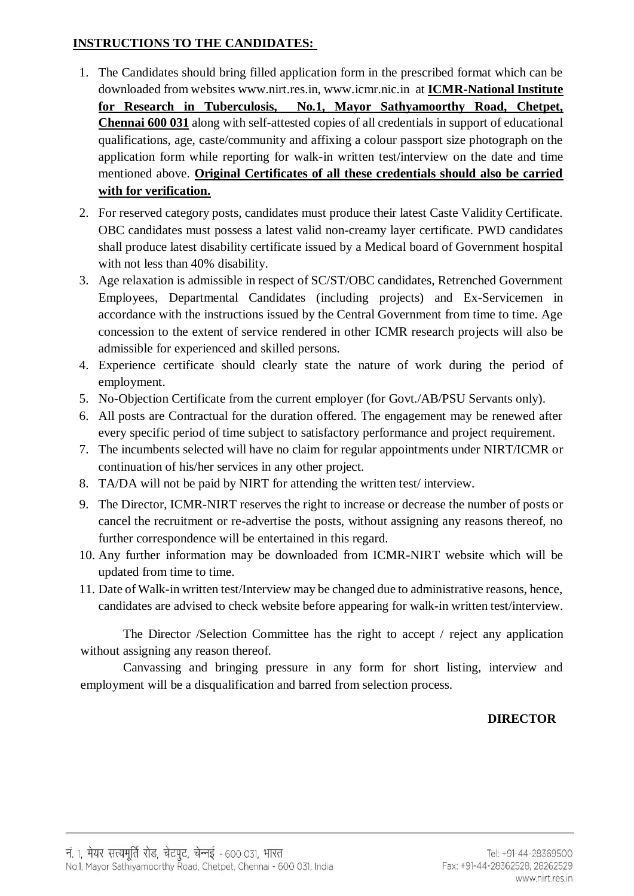**INSTRUCTIONS TO THE CANDIDATES:**

1. The Candidates should bring filled application form in the prescribed format which can be downloaded from websites www.nirt.res.in, www.icmr.nic.in at **ICMR-National Institute for Research in Tuberculosis, No.1, Mayor Sathyamoorthy Road, Chetpet, Chennai 600 031** along with self-attested copies of all credentials in support of educational qualifications, age, caste/community and affixing a colour passport size photograph on the application form while reporting for walk-in written test/interview on the date and time mentioned above. **Original Certificates of all these credentials should also be carried with for verification.**
2. For reserved category posts, candidates must produce their latest Caste Validity Certificate. OBC candidates must possess a latest valid non-creamy layer certificate. PWD candidates shall produce latest disability certificate issued by a Medical board of Government hospital with not less than 40% disability.
3. Age relaxation is admissible in respect of SC/ST/OBC candidates, Retrenched Government Employees, Departmental Candidates (including projects) and Ex-Servicemen in accordance with the instructions issued by the Central Government from time to time. Age concession to the extent of service rendered in other ICMR research projects will also be admissible for experienced and skilled persons.
4. Experience certificate should clearly state the nature of work during the period of employment.
5. No-Objection Certificate from the current employer (for Govt./AB/PSU Servants only).
6. All posts are Contractual for the duration offered. The engagement may be renewed after every specific period of time subject to satisfactory performance and project requirement.
7. The incumbents selected will have no claim for regular appointments under NIRT/ICMR or continuation of his/her services in any other project.
8. TA/DA will not be paid by NIRT for attending the written test/ interview.
9. The Director, ICMR-NIRT reserves the right to increase or decrease the number of posts or cancel the recruitment or re-advertise the posts, without assigning any reasons thereof, no further correspondence will be entertained in this regard.
10. Any further information may be downloaded from ICMR-NIRT website which will be updated from time to time.
11. Date of Walk-in written test/Interview may be changed due to administrative reasons, hence, candidates are advised to check website before appearing for walk-in written test/interview.

The Director /Selection Committee has the right to accept / reject any application without assigning any reason thereof.

Canvassing and bringing pressure in any form for short listing, interview and employment will be a disqualification and barred from selection process.

**DIRECTOR**

नं. 1, मेयर सत्यमूर्ति रोड, चेटपुट, चेन्नई - 600 031, भारत
No.1, Mayor Sathiyamoorthy Road, Chetpet, Chennai - 600 031, India

Tel: +91-44-28369500
Fax: +91-44-28362528, 28262529
www.nirt.res.in